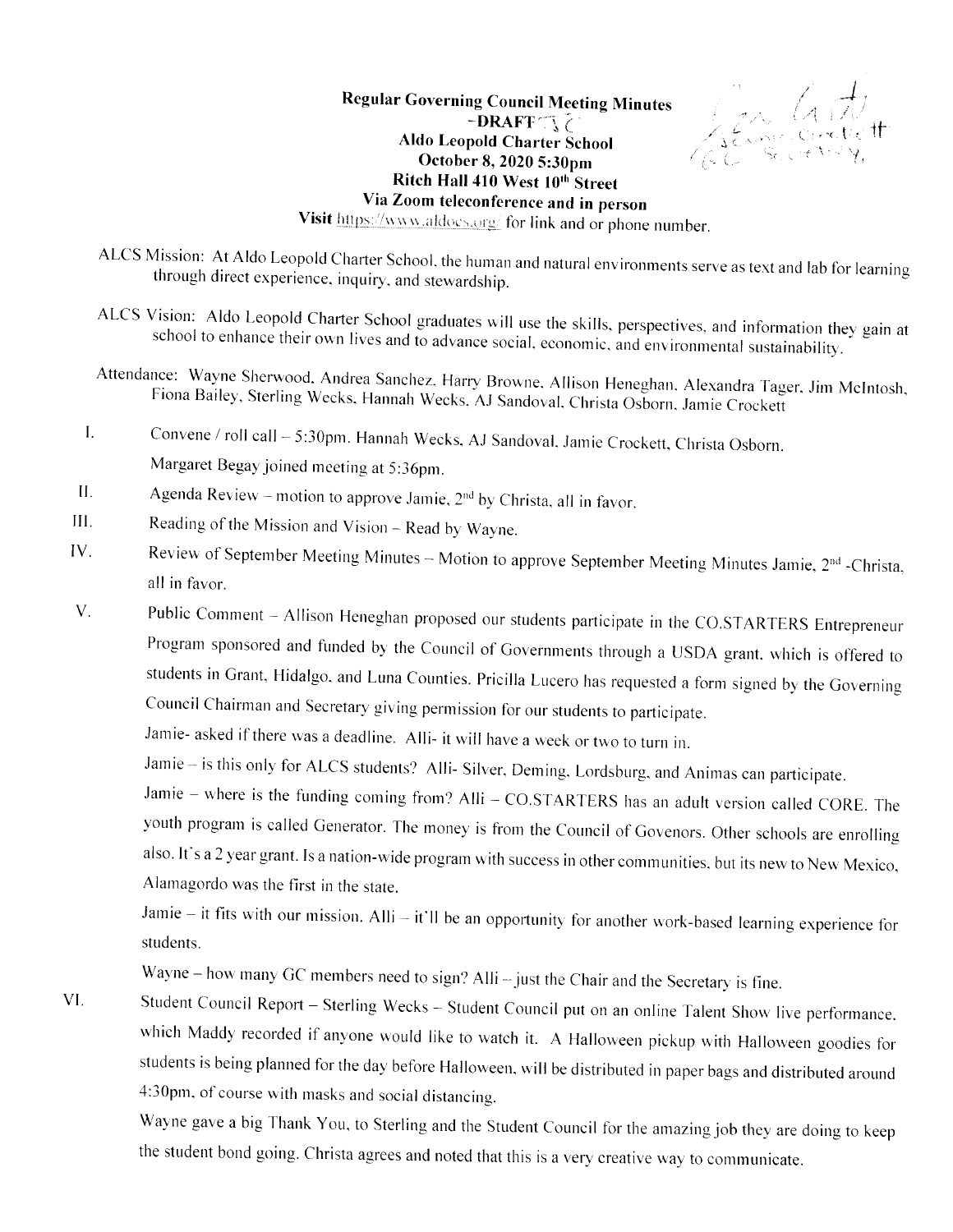**Regular Governing Council Meeting Minutes**
**-DRAFT**
**Aldo Leopold Charter School**
**October 8, 2020 5:30pm**
**Ritch Hall 410 West 10th Street**
**Via Zoom teleconference and in person**
**Visit** https://www.aldocs.org/ for link and or phone number.

ALCS Mission: At Aldo Leopold Charter School, the human and natural environments serve as text and lab for learning through direct experience, inquiry, and stewardship.

ALCS Vision: Aldo Leopold Charter School graduates will use the skills, perspectives, and information they gain at school to enhance their own lives and to advance social, economic, and environmental sustainability.

Attendance: Wayne Sherwood, Andrea Sanchez, Harry Browne, Allison Heneghan, Alexandra Tager, Jim McIntosh, Fiona Bailey, Sterling Wecks, Hannah Wecks, AJ Sandoval, Christa Osborn, Jamie Crockett

I. Convene / roll call – 5:30pm. Hannah Wecks, AJ Sandoval, Jamie Crockett, Christa Osborn.
Margaret Begay joined meeting at 5:36pm.

II. Agenda Review – motion to approve Jamie, 2nd by Christa, all in favor.

III. Reading of the Mission and Vision – Read by Wayne.

IV. Review of September Meeting Minutes – Motion to approve September Meeting Minutes Jamie, 2nd -Christa, all in favor.

V. Public Comment – Allison Heneghan proposed our students participate in the CO.STARTERS Entrepreneur Program sponsored and funded by the Council of Governments through a USDA grant, which is offered to students in Grant, Hidalgo, and Luna Counties. Pricilla Lucero has requested a form signed by the Governing Council Chairman and Secretary giving permission for our students to participate.

Jamie- asked if there was a deadline. Alli- it will have a week or two to turn in.

Jamie – is this only for ALCS students? Alli- Silver, Deming, Lordsburg, and Animas can participate.

Jamie – where is the funding coming from? Alli – CO.STARTERS has an adult version called CORE. The youth program is called Generator. The money is from the Council of Govenors. Other schools are enrolling also. It's a 2 year grant. Is a nation-wide program with success in other communities, but its new to New Mexico, Alamagordo was the first in the state.

Jamie – it fits with our mission. Alli – it'll be an opportunity for another work-based learning experience for students.

Wayne – how many GC members need to sign? Alli – just the Chair and the Secretary is fine.

VI. Student Council Report – Sterling Wecks – Student Council put on an online Talent Show live performance, which Maddy recorded if anyone would like to watch it. A Halloween pickup with Halloween goodies for students is being planned for the day before Halloween, will be distributed in paper bags and distributed around 4:30pm, of course with masks and social distancing.

Wayne gave a big Thank You, to Sterling and the Student Council for the amazing job they are doing to keep the student bond going. Christa agrees and noted that this is a very creative way to communicate.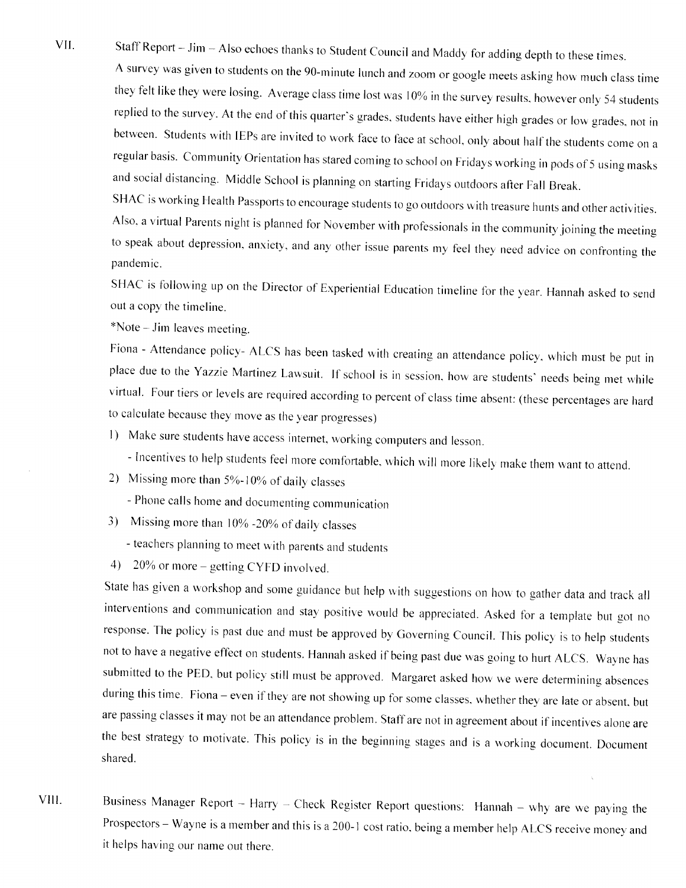VII. Staff Report – Jim – Also echoes thanks to Student Council and Maddy for adding depth to these times.

A survey was given to students on the 90-minute lunch and zoom or google meets asking how much class time they felt like they were losing. Average class time lost was 10% in the survey results, however only 54 students replied to the survey. At the end of this quarter's grades, students have either high grades or low grades, not in between. Students with IEPs are invited to work face to face at school, only about half the students come on a regular basis. Community Orientation has stared coming to school on Fridays working in pods of 5 using masks and social distancing. Middle School is planning on starting Fridays outdoors after Fall Break.

SHAC is working Health Passports to encourage students to go outdoors with treasure hunts and other activities. Also, a virtual Parents night is planned for November with professionals in the community joining the meeting to speak about depression, anxiety, and any other issue parents my feel they need advice on confronting the pandemic.

SHAC is following up on the Director of Experiential Education timeline for the year. Hannah asked to send out a copy the timeline.

*Note – Jim leaves meeting.

Fiona - Attendance policy- ALCS has been tasked with creating an attendance policy, which must be put in place due to the Yazzie Martinez Lawsuit. If school is in session, how are students' needs being met while virtual. Four tiers or levels are required according to percent of class time absent: (these percentages are hard to calculate because they move as the year progresses)

1) Make sure students have access internet, working computers and lesson.
   - Incentives to help students feel more comfortable, which will more likely make them want to attend.
2) Missing more than 5%-10% of daily classes
   - Phone calls home and documenting communication
3) Missing more than 10% -20% of daily classes
   - teachers planning to meet with parents and students
4) 20% or more – getting CYFD involved.

State has given a workshop and some guidance but help with suggestions on how to gather data and track all interventions and communication and stay positive would be appreciated. Asked for a template but got no response. The policy is past due and must be approved by Governing Council. This policy is to help students not to have a negative effect on students. Hannah asked if being past due was going to hurt ALCS. Wayne has submitted to the PED, but policy still must be approved. Margaret asked how we were determining absences during this time. Fiona – even if they are not showing up for some classes, whether they are late or absent, but are passing classes it may not be an attendance problem. Staff are not in agreement about if incentives alone are the best strategy to motivate. This policy is in the beginning stages and is a working document. Document shared.

VIII. Business Manager Report – Harry – Check Register Report questions: Hannah – why are we paying the Prospectors – Wayne is a member and this is a 200-1 cost ratio, being a member help ALCS receive money and it helps having our name out there.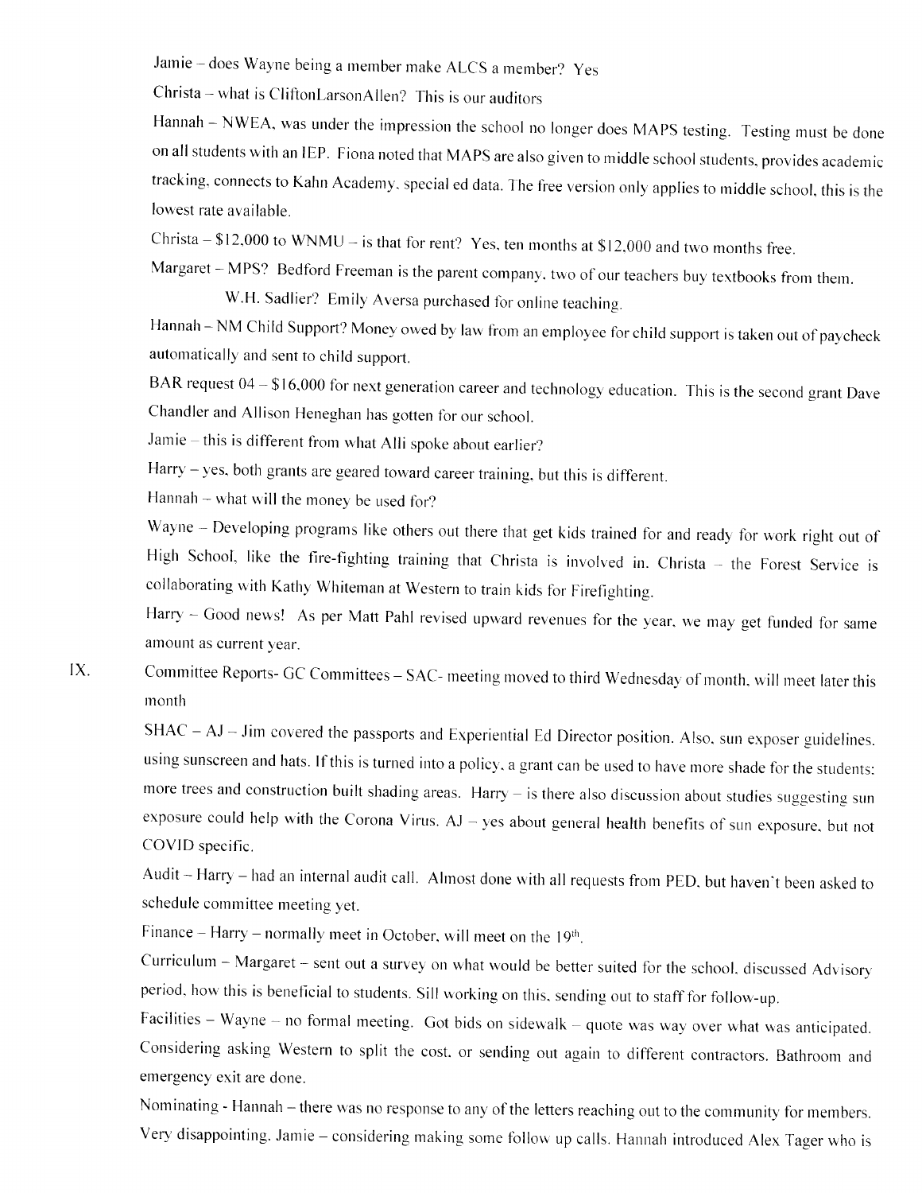Jamie – does Wayne being a member make ALCS a member? Yes

Christa – what is CliftonLarsonAllen? This is our auditors

Hannah – NWEA, was under the impression the school no longer does MAPS testing. Testing must be done on all students with an IEP. Fiona noted that MAPS are also given to middle school students, provides academic tracking, connects to Kahn Academy, special ed data. The free version only applies to middle school, this is the lowest rate available.

Christa – $12,000 to WNMU – is that for rent? Yes, ten months at $12,000 and two months free.

Margaret – MPS? Bedford Freeman is the parent company, two of our teachers buy textbooks from them.

W.H. Sadlier? Emily Aversa purchased for online teaching.

Hannah – NM Child Support? Money owed by law from an employee for child support is taken out of paycheck automatically and sent to child support.

BAR request 04 – $16,000 for next generation career and technology education. This is the second grant Dave Chandler and Allison Heneghan has gotten for our school.

Jamie – this is different from what Alli spoke about earlier?

Harry – yes, both grants are geared toward career training, but this is different.

Hannah – what will the money be used for?

Wayne – Developing programs like others out there that get kids trained for and ready for work right out of High School, like the fire-fighting training that Christa is involved in. Christa – the Forest Service is collaborating with Kathy Whiteman at Western to train kids for Firefighting.

Harry – Good news! As per Matt Pahl revised upward revenues for the year, we may get funded for same amount as current year.

IX. Committee Reports- GC Committees – SAC- meeting moved to third Wednesday of month, will meet later this month

SHAC – AJ – Jim covered the passports and Experiential Ed Director position. Also, sun exposer guidelines. using sunscreen and hats. If this is turned into a policy, a grant can be used to have more shade for the students: more trees and construction built shading areas. Harry – is there also discussion about studies suggesting sun exposure could help with the Corona Virus. AJ – yes about general health benefits of sun exposure, but not COVID specific.

Audit – Harry – had an internal audit call. Almost done with all requests from PED, but haven't been asked to schedule committee meeting yet.

Finance – Harry – normally meet in October, will meet on the 19th.

Curriculum – Margaret – sent out a survey on what would be better suited for the school. discussed Advisory period, how this is beneficial to students. Sill working on this, sending out to staff for follow-up.

Facilities – Wayne – no formal meeting. Got bids on sidewalk – quote was way over what was anticipated. Considering asking Western to split the cost, or sending out again to different contractors. Bathroom and emergency exit are done.

Nominating - Hannah – there was no response to any of the letters reaching out to the community for members. Very disappointing. Jamie – considering making some follow up calls. Hannah introduced Alex Tager who is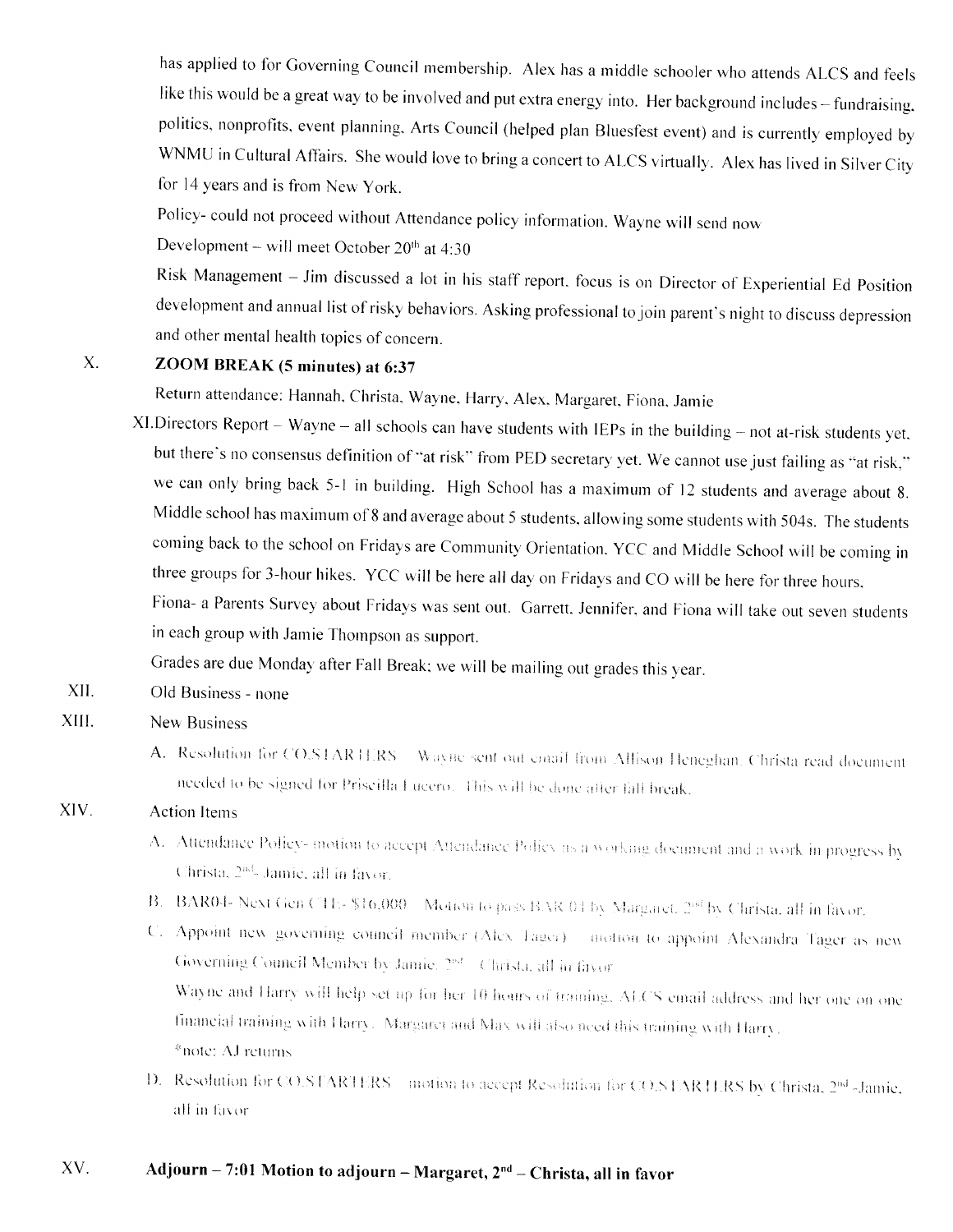has applied to for Governing Council membership. Alex has a middle schooler who attends ALCS and feels like this would be a great way to be involved and put extra energy into. Her background includes – fundraising, politics, nonprofits, event planning, Arts Council (helped plan Bluesfest event) and is currently employed by WNMU in Cultural Affairs. She would love to bring a concert to ALCS virtually. Alex has lived in Silver City for 14 years and is from New York.

Policy- could not proceed without Attendance policy information. Wayne will send now

Development – will meet October 20th at 4:30

Risk Management – Jim discussed a lot in his staff report, focus is on Director of Experiential Ed Position development and annual list of risky behaviors. Asking professional to join parent's night to discuss depression and other mental health topics of concern.

X. **ZOOM BREAK (5 minutes) at 6:37**

Return attendance: Hannah, Christa, Wayne, Harry, Alex, Margaret, Fiona, Jamie

XI. Directors Report – Wayne – all schools can have students with IEPs in the building – not at-risk students yet, but there's no consensus definition of "at risk" from PED secretary yet. We cannot use just failing as "at risk," we can only bring back 5-1 in building. High School has a maximum of 12 students and average about 8. Middle school has maximum of 8 and average about 5 students, allowing some students with 504s. The students coming back to the school on Fridays are Community Orientation, YCC and Middle School will be coming in three groups for 3-hour hikes. YCC will be here all day on Fridays and CO will be here for three hours.

Fiona- a Parents Survey about Fridays was sent out. Garrett, Jennifer, and Fiona will take out seven students in each group with Jamie Thompson as support.

Grades are due Monday after Fall Break; we will be mailing out grades this year.

XII. Old Business - none

XIII. New Business

A. Resolution for CO.STARTERS – Wayne sent out email from Allison Heneghan. Christa read document needed to be signed for Priscilla Lucero. This will be done after fall break.

XIV. Action Items

A. Attendance Policy- motion to accept Attendance Policy as a working document and a work in progress by Christa, 2nd- Jamie, all in favor.

B. BAR04- Next Gen CTE- $16,000 – Motion to pass BAR 04 by Margaret, 2nd by Christa, all in favor.

C. Appoint new governing council member (Alex Tager) – motion to appoint Alexandra Tager as new Governing Council Member by Jamie, 2nd – Christa, all in favor

Wayne and Harry will help set up for her 10 hours of training, ALCS email address and her one on one financial training with Harry. Margaret and Max will also need this training with Harry.

*note: AJ returns

D. Resolution for CO.STARTERS – motion to accept Resolution for CO.STARTERS by Christa, 2nd -Jamie, all in favor

XV. **Adjourn – 7:01 Motion to adjourn – Margaret, 2nd – Christa, all in favor**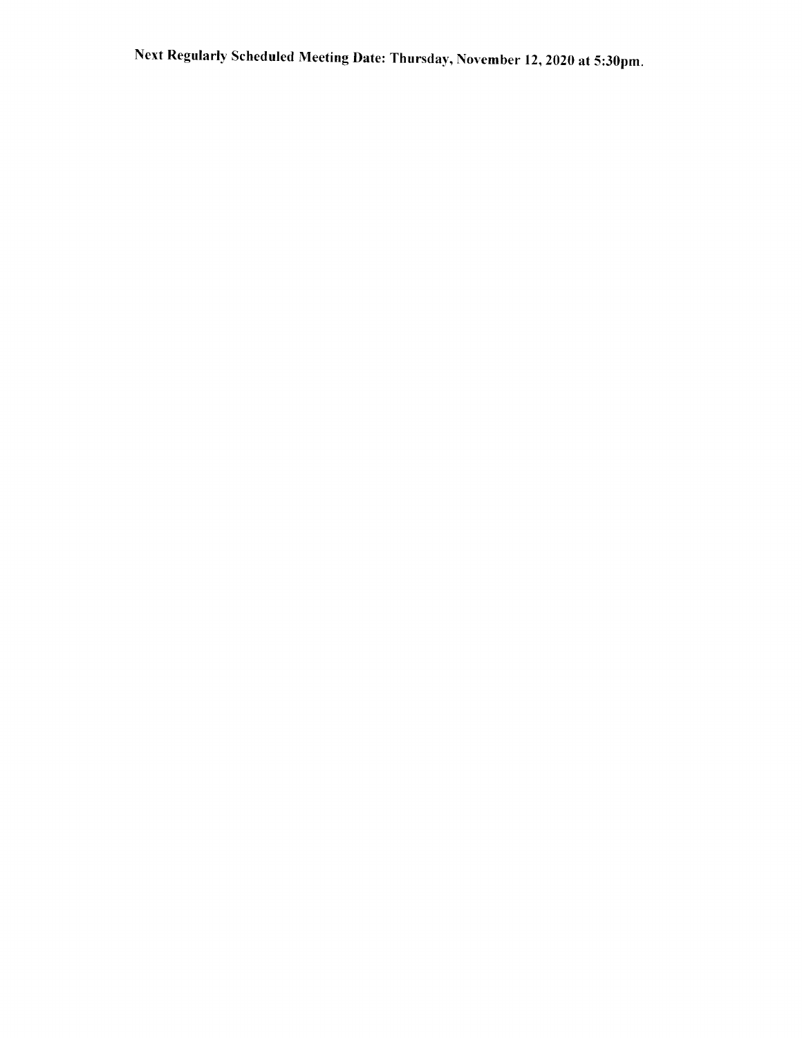**Next Regularly Scheduled Meeting Date: Thursday, November 12, 2020 at 5:30pm.**